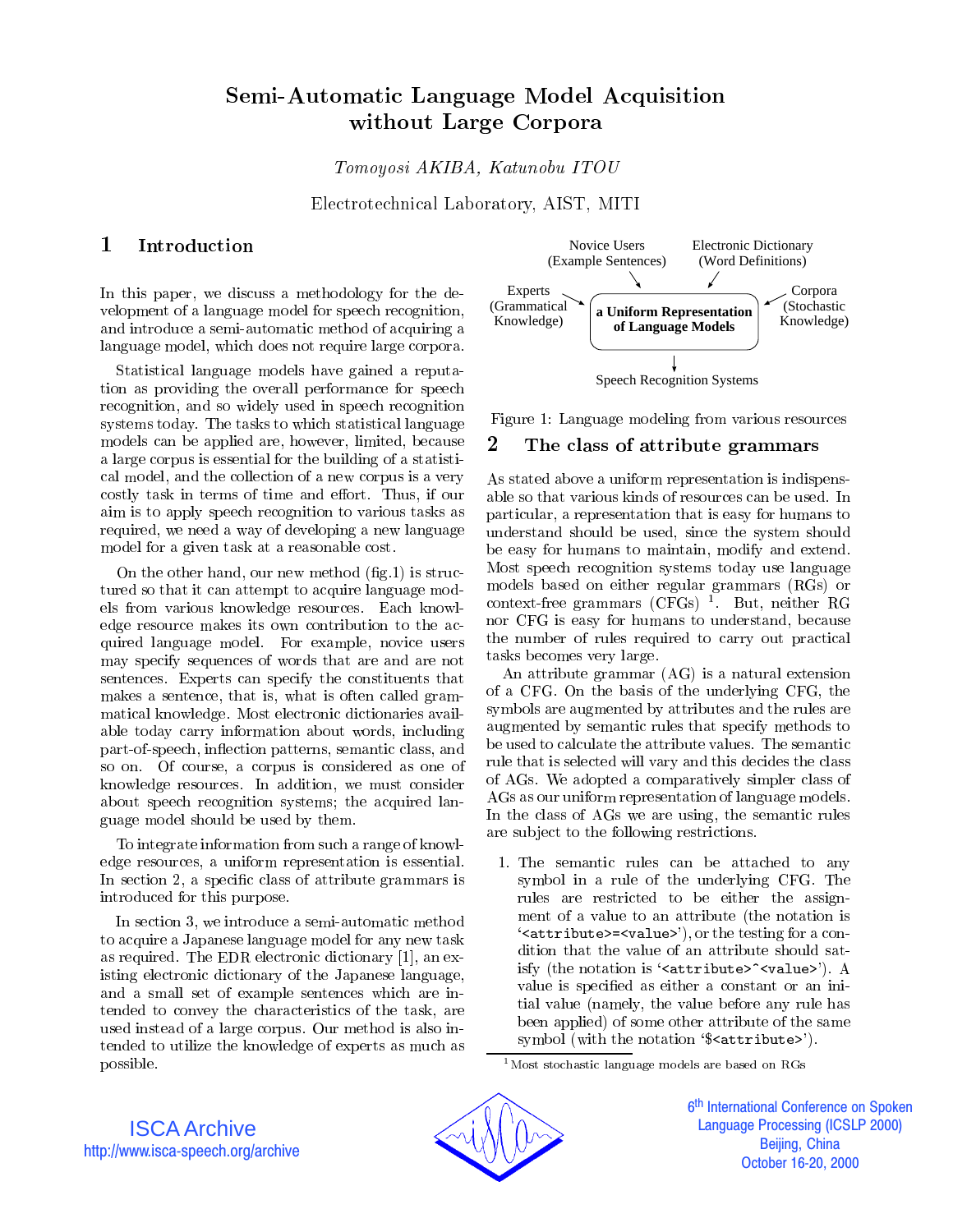# Semi-Automatic Language Model Acquisition without Large Corpora

*Tomoyosi AKIBA, Katunobu ITOU*

Electrotechnical Laboratory, AIST, MITI

## 1 Introduction

In this paper, we discuss a methodology for the development of a language model for speech recognition, and introduce a semi-automatic method of acquiring a language model, which does not require large corpora.

Statistical language models have gained a reputation as providing the overall performance for speech recognition, and so widely used in speech recognition systems today. The tasks to which statistical language models can be applied are, however, limited, because a large corpus is essential for the building of a statistical model, and the collection of a new corpus is a very costly task in terms of time and effort. Thus, if our aim is to apply speech recognition to various tasks as required, we need a way of developing a new language model for a given task at a reasonable cost.

On the other hand, our new method (fig.1) is structured so that it can attempt to acquire language models from various knowledge resources. Each knowledge resource makes its own contribution to the acquired language model. For example, novice users may specify sequences of words that are and are not sentences. Experts can specify the constituents that makes a sentence, that is, what is often called grammatical knowledge. Most electronic dictionaries available today carry information about words, including part-of-speech, inflection patterns, semantic class, and so on. Of course, a corpus is considered as one of knowledge resources. In addition, we must consider about speech recognition systems; the acquired language model should be used by them.

To integrate information from such a range of knowledge resources, a uniform representation is essential. In section 2, a specific class of attribute grammars is introduced for this purpose.

In section 3, we introduce a semi-automatic method to acquire a Japanese language model for any new task as required. The EDR electronic dictionary [1], an existing electronic dictionary of the Japanese language, and a small set of example sentences which are intended to convey the characteristics of the task, are used instead of a large corpus. Our method is also intended to utilize the knowledge of experts as much as possible.

Novice Users (Example Sentences) → a Uniform Representation of Language Models
Electronic Dictionary (Word Definitions) → a Uniform Representation of Language Models
Experts (Grammatical Knowledge) → a Uniform Representation of Language Models
Corpora (Stochastic Knowledge) → a Uniform Representation of Language Models
a Uniform Representation of Language Models → Speech Recognition Systems

Figure 1: Language modeling from various resources

## 2 The class of attribute grammars

As stated above a uniform representation is indispensable so that various kinds of resources can be used. In particular, a representation that is easy for humans to understand should be used, since the system should be easy for humans to maintain, modify and extend. Most speech recognition systems today use language models based on either regular grammars (RGs) or context-free grammars (CFGs) [1]. But, neither RG nor CFG is easy for humans to understand, because the number of rules required to carry out practical tasks becomes very large.

An attribute grammar (AG) is a natural extension of a CFG. On the basis of the underlying CFG, the symbols are augmented by attributes and the rules are augmented by semantic rules that specify methods to be used to calculate the attribute values. The semantic rule that is selected will vary and this decides the class of AGs. We adopted a comparatively simpler class of AGs as our uniform representation of language models. In the class of AGs we are using, the semantic rules are subject to the following restrictions.

1. The semantic rules can be attached to any symbol in a rule of the underlying CFG. The rules are restricted to be either the assignment of a value to an attribute (the notation is '`<attribute>=<value>`'), or the testing for a condition that the value of an attribute should satisfy (the notation is '`<attribute>^<value>`'). A value is specified as either a constant or an initial value (namely, the value before any rule has been applied) of some other attribute of the same symbol (with the notation '`$<attribute>`').

[1] Most stochastic language models are based on RGs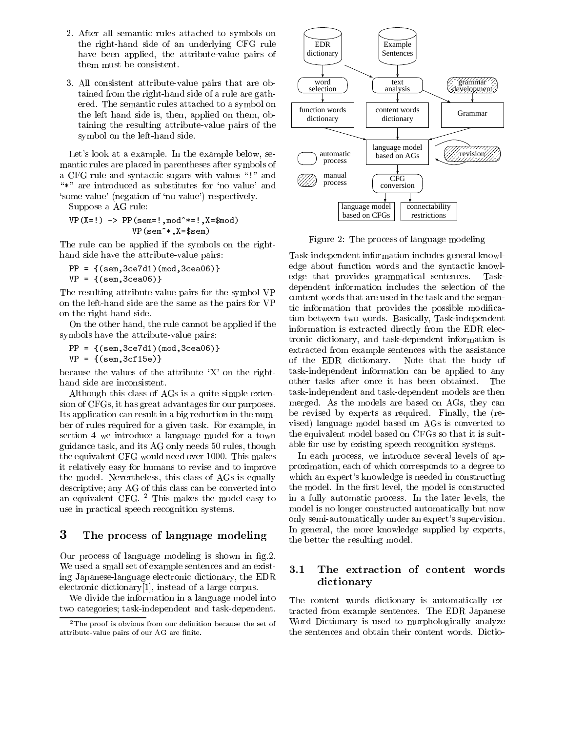2. After all semantic rules attached to symbols on the right-hand side of an underlying CFG rule have been applied, the attribute-value pairs of them must be consistent.

3. All consistent attribute-value pairs that are obtained from the right-hand side of a rule are gathered. The semantic rules attached to a symbol on the left hand side is, then, applied on them, obtaining the resulting attribute-value pairs of the symbol on the left-hand side.

Let's look at a example. In the example below, semantic rules are placed in parentheses after symbols of a CFG rule and syntactic sugars with values "!" and "*" are introduced as substitutes for 'no value' and 'some value' (negation of 'no value') respectively.

Suppose a AG rule:

```
VP(X=!) -> PP(sem=!,mod^*=!,X=$mod)
           VP(sem^*,X=$sem)
```

The rule can be applied if the symbols on the right-hand side have the attribute-value pairs:

```
PP = {(sem,3ce7d1)(mod,3cea06)}
VP = {(sem,3cea06)}
```

The resulting attribute-value pairs for the symbol VP on the left-hand side are the same as the pairs for VP on the right-hand side.

On the other hand, the rule cannot be applied if the symbols have the attribute-value pairs:

```
PP = {(sem,3ce7d1)(mod,3cea06)}
VP = {(sem,3cf15e)}
```

because the values of the attribute 'X' on the right-hand side are inconsistent.

Although this class of AGs is a quite simple extension of CFGs, it has great advantages for our purposes. Its application can result in a big reduction in the number of rules required for a given task. For example, in section 4 we introduce a language model for a town guidance task, and its AG only needs 50 rules, though the equivalent CFG would need over 1000. This makes it relatively easy for humans to revise and to improve the model. Nevertheless, this class of AGs is equally descriptive; any AG of this class can be converted into an equivalent CFG. [2] This makes the model easy to use in practical speech recognition systems.

## 3 The process of language modeling

Our process of language modeling is shown in fig.2. We used a small set of example sentences and an existing Japanese-language electronic dictionary, the EDR electronic dictionary[1], instead of a large corpus.

We divide the information in a language model into two categories; task-independent and task-dependent.

[2] The proof is obvious from our definition because the set of attribute-value pairs of our AG are finite.

Figure 2: The process of language modeling

Task-independent information includes general knowledge about function words and the syntactic knowledge that provides grammatical sentences. Task-dependent information includes the selection of the content words that are used in the task and the semantic information that provides the possible modification between two words. Basically, Task-independent information is extracted directly from the EDR electronic dictionary, and task-dependent information is extracted from example sentences with the assistance of the EDR dictionary. Note that the body of task-independent information can be applied to any other tasks after once it has been obtained. The task-independent and task-dependent models are then merged. As the models are based on AGs, they can be revised by experts as required. Finally, the (revised) language model based on AGs is converted to the equivalent model based on CFGs so that it is suitable for use by existing speech recognition systems.

In each process, we introduce several levels of approximation, each of which corresponds to a degree to which an expert's knowledge is needed in constructing the model. In the first level, the model is constructed in a fully automatic process. In the later levels, the model is no longer constructed automatically but now only semi-automatically under an expert's supervision. In general, the more knowledge supplied by experts, the better the resulting model.

### 3.1 The extraction of content words dictionary

The content words dictionary is automatically extracted from example sentences. The EDR Japanese Word Dictionary is used to morphologically analyze the sentences and obtain their content words. Dictio-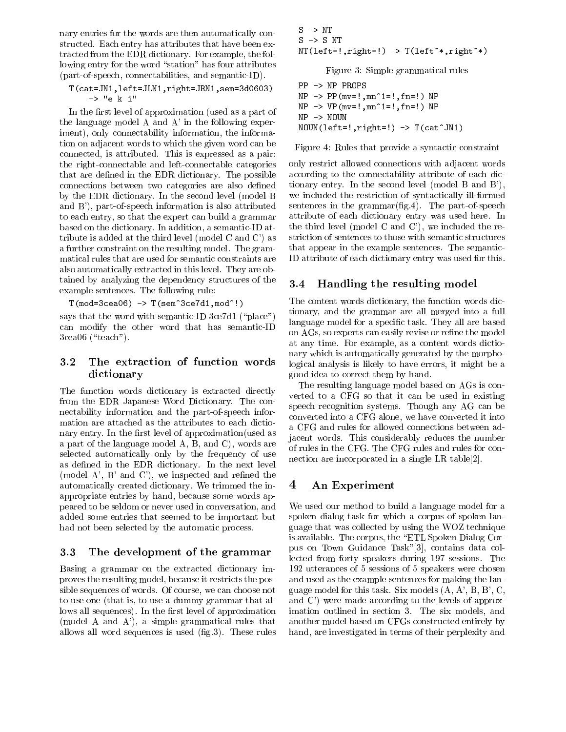nary entries for the words are then automatically constructed. Each entry has attributes that have been extracted from the EDR dictionary. For example, the following entry for the word "station" has four attributes (part-of-speech, connectabilities, and semantic-ID).

```
T(cat=JN1,left=JLN1,right=JRN1,sem=3d0603)
    -> "e k i"
```

In the first level of approximation (used as a part of the language model A and A' in the following experiment), only connectability information, the information on adjacent words to which the given word can be connected, is attributed. This is expressed as a pair: the right-connectable and left-connectable categories that are defined in the EDR dictionary. The possible connections between two categories are also defined by the EDR dictionary. In the second level (model B and B'), part-of-speech information is also attributed to each entry, so that the expert can build a grammar based on the dictionary. In addition, a semantic-ID attribute is added at the third level (model C and C') as a further constraint on the resulting model. The grammatical rules that are used for semantic constraints are also automatically extracted in this level. They are obtained by analyzing the dependency structures of the example sentences. The following rule:

```
T(mod=3cea06) -> T(sem^3ce7d1,mod^!)
```

says that the word with semantic-ID 3ce7d1 ("place") can modify the other word that has semantic-ID 3cea06 ("teach").

### 3.2 The extraction of function words dictionary

The function words dictionary is extracted directly from the EDR Japanese Word Dictionary. The connectability information and the part-of-speech information are attached as the attributes to each dictionary entry. In the first level of approximation(used as a part of the language model A, B, and C), words are selected automatically only by the frequency of use as defined in the EDR dictionary. In the next level (model A', B' and C'), we inspected and refined the automatically created dictionary. We trimmed the inappropriate entries by hand, because some words appeared to be seldom or never used in conversation, and added some entries that seemed to be important but had not been selected by the automatic process.

### 3.3 The development of the grammar

Basing a grammar on the extracted dictionary improves the resulting model, because it restricts the possible sequences of words. Of course, we can choose not to use one (that is, to use a dummy grammar that allows all sequences). In the first level of approximation (model A and A'), a simple grammatical rules that allows all word sequences is used (fig.3). These rules only restrict allowed connections with adjacent words according to the connectability attribute of each dictionary entry. In the second level (model B and B'), we included the restriction of syntactically ill-formed sentences in the grammar(fig.4). The part-of-speech attribute of each dictionary entry was used here. In the third level (model C and C'), we included the restriction of sentences to those with semantic structures that appear in the example sentences. The semantic-ID attribute of each dictionary entry was used for this.

```
S -> NT
S -> S NT
NT(left=!,right=!) -> T(left^*,right^*)
```

Figure 3: Simple grammatical rules

```
PP -> NP PROPS
NP -> PP(mv=!,mn^1=!,fn=!) NP
NP -> VP(mv=!,mn^1=!,fn=!) NP
NP -> NOUN
NOUN(left=!,right=!) -> T(cat^JN1)
```

Figure 4: Rules that provide a syntactic constraint

### 3.4 Handling the resulting model

The content words dictionary, the function words dictionary, and the grammar are all merged into a full language model for a specific task. They all are based on AGs, so experts can easily revise or refine the model at any time. For example, as a content words dictionary which is automatically generated by the morphological analysis is likely to have errors, it might be a good idea to correct them by hand.

The resulting language model based on AGs is converted to a CFG so that it can be used in existing speech recognition systems. Though any AG can be converted into a CFG alone, we have converted it into a CFG and rules for allowed connections between adjacent words. This considerably reduces the number of rules in the CFG. The CFG rules and rules for connection are incorporated in a single LR table[2].

## 4 An Experiment

We used our method to build a language model for a spoken dialog task for which a corpus of spoken language that was collected by using the WOZ technique is available. The corpus, the "ETL Spoken Dialog Corpus on Town Guidance Task"[3], contains data collected from forty speakers during 197 sessions. The 192 utterances of 5 sessions of 5 speakers were chosen and used as the example sentences for making the language model for this task. Six models (A, A', B, B', C, and C') were made according to the levels of approximation outlined in section 3. The six models, and another model based on CFGs constructed entirely by hand, are investigated in terms of their perplexity and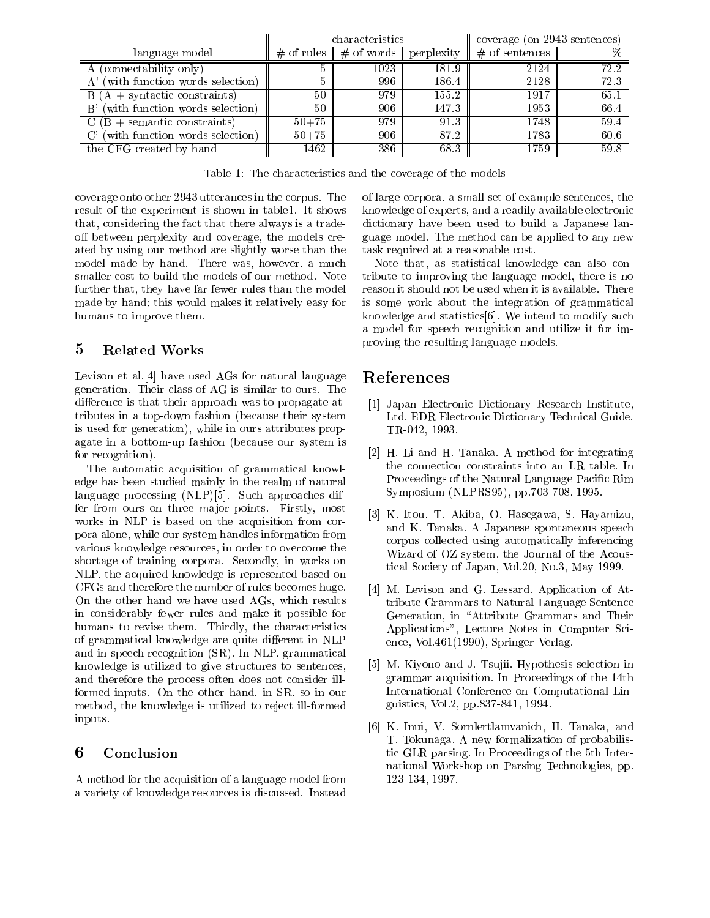| language model | characteristics | | | coverage (on 2943 sentences) | |
|---|---|---|---|---|---|
| | # of rules | # of words | perplexity | # of sentences | % |
| A (connectability only) | 5 | 1023 | 181.9 | 2124 | 72.2 |
| A' (with function words selection) | 5 | 996 | 186.4 | 2128 | 72.3 |
| B (A + syntactic constraints) | 50 | 979 | 155.2 | 1917 | 65.1 |
| B' (with function words selection) | 50 | 906 | 147.3 | 1953 | 66.4 |
| C (B + semantic constraints) | 50+75 | 979 | 91.3 | 1748 | 59.4 |
| C' (with function words selection) | 50+75 | 906 | 87.2 | 1783 | 60.6 |
| the CFG created by hand | 1462 | 386 | 68.3 | 1759 | 59.8 |

Table 1: The characteristics and the coverage of the models

coverage onto other 2943 utterances in the corpus. The result of the experiment is shown in table1. It shows that, considering the fact that there always is a trade-off between perplexity and coverage, the models created by using our method are slightly worse than the model made by hand. There was, however, a much smaller cost to build the models of our method. Note further that, they have far fewer rules than the model made by hand; this would makes it relatively easy for humans to improve them.

## 5 Related Works

Levison et al.[4] have used AGs for natural language generation. Their class of AG is similar to ours. The difference is that their approach was to propagate attributes in a top-down fashion (because their system is used for generation), while in ours attributes propagate in a bottom-up fashion (because our system is for recognition).

The automatic acquisition of grammatical knowledge has been studied mainly in the realm of natural language processing (NLP)[5]. Such approaches differ from ours on three major points. Firstly, most works in NLP is based on the acquisition from corpora alone, while our system handles information from various knowledge resources, in order to overcome the shortage of training corpora. Secondly, in works on NLP, the acquired knowledge is represented based on CFGs and therefore the number of rules becomes huge. On the other hand we have used AGs, which results in considerably fewer rules and make it possible for humans to revise them. Thirdly, the characteristics of grammatical knowledge are quite different in NLP and in speech recognition (SR). In NLP, grammatical knowledge is utilized to give structures to sentences, and therefore the process often does not consider ill-formed inputs. On the other hand, in SR, so in our method, the knowledge is utilized to reject ill-formed inputs.

## 6 Conclusion

A method for the acquisition of a language model from a variety of knowledge resources is discussed. Instead of large corpora, a small set of example sentences, the knowledge of experts, and a readily available electronic dictionary have been used to build a Japanese language model. The method can be applied to any new task required at a reasonable cost.

Note that, as statistical knowledge can also contribute to improving the language model, there is no reason it should not be used when it is available. There is some work about the integration of grammatical knowledge and statistics[6]. We intend to modify such a model for speech recognition and utilize it for improving the resulting language models.

## References

[1] Japan Electronic Dictionary Research Institute, Ltd. EDR Electronic Dictionary Technical Guide. TR-042, 1993.

[2] H. Li and H. Tanaka. A method for integrating the connection constraints into an LR table. In Proceedings of the Natural Language Pacific Rim Symposium (NLPRS95), pp.703-708, 1995.

[3] K. Itou, T. Akiba, O. Hasegawa, S. Hayamizu, and K. Tanaka. A Japanese spontaneous speech corpus collected using automatically inferencing Wizard of OZ system. the Journal of the Acoustical Society of Japan, Vol.20, No.3, May 1999.

[4] M. Levison and G. Lessard. Application of Attribute Grammars to Natural Language Sentence Generation, in "Attribute Grammars and Their Applications", Lecture Notes in Computer Science, Vol.461(1990), Springer-Verlag.

[5] M. Kiyono and J. Tsujii. Hypothesis selection in grammar acquisition. In Proceedings of the 14th International Conference on Computational Linguistics, Vol.2, pp.837-841, 1994.

[6] K. Inui, V. Sornlertlamvanich, H. Tanaka, and T. Tokunaga. A new formalization of probabilistic GLR parsing. In Proceedings of the 5th International Workshop on Parsing Technologies, pp. 123-134, 1997.